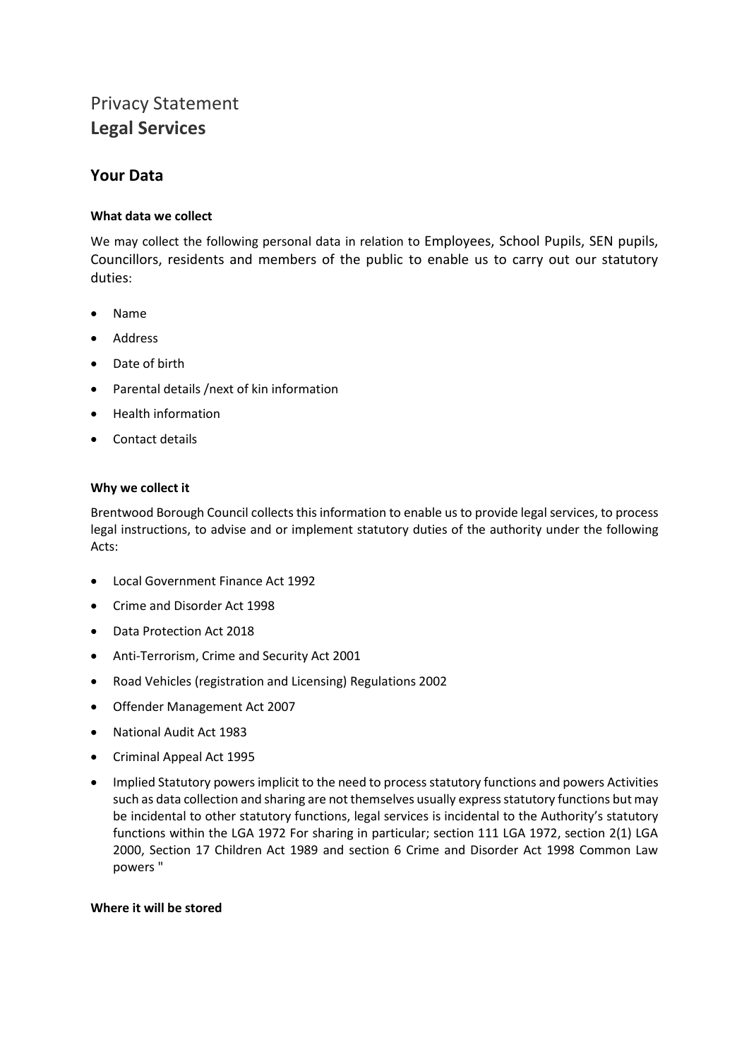# Privacy Statement
# **Legal Services**

## Your Data

### What data we collect

We may collect the following personal data in relation to Employees, School Pupils, SEN pupils, Councillors, residents and members of the public to enable us to carry out our statutory duties:

- Name
- Address
- Date of birth
- Parental details /next of kin information
- Health information
- Contact details

### Why we collect it

Brentwood Borough Council collects this information to enable us to provide legal services, to process legal instructions, to advise and or implement statutory duties of the authority under the following Acts:

- Local Government Finance Act 1992
- Crime and Disorder Act 1998
- Data Protection Act 2018
- Anti-Terrorism, Crime and Security Act 2001
- Road Vehicles (registration and Licensing) Regulations 2002
- Offender Management Act 2007
- National Audit Act 1983
- Criminal Appeal Act 1995
- Implied Statutory powers implicit to the need to process statutory functions and powers Activities such as data collection and sharing are not themselves usually express statutory functions but may be incidental to other statutory functions, legal services is incidental to the Authority's statutory functions within the LGA 1972 For sharing in particular; section 111 LGA 1972, section 2(1) LGA 2000, Section 17 Children Act 1989 and section 6 Crime and Disorder Act 1998 Common Law powers "

### Where it will be stored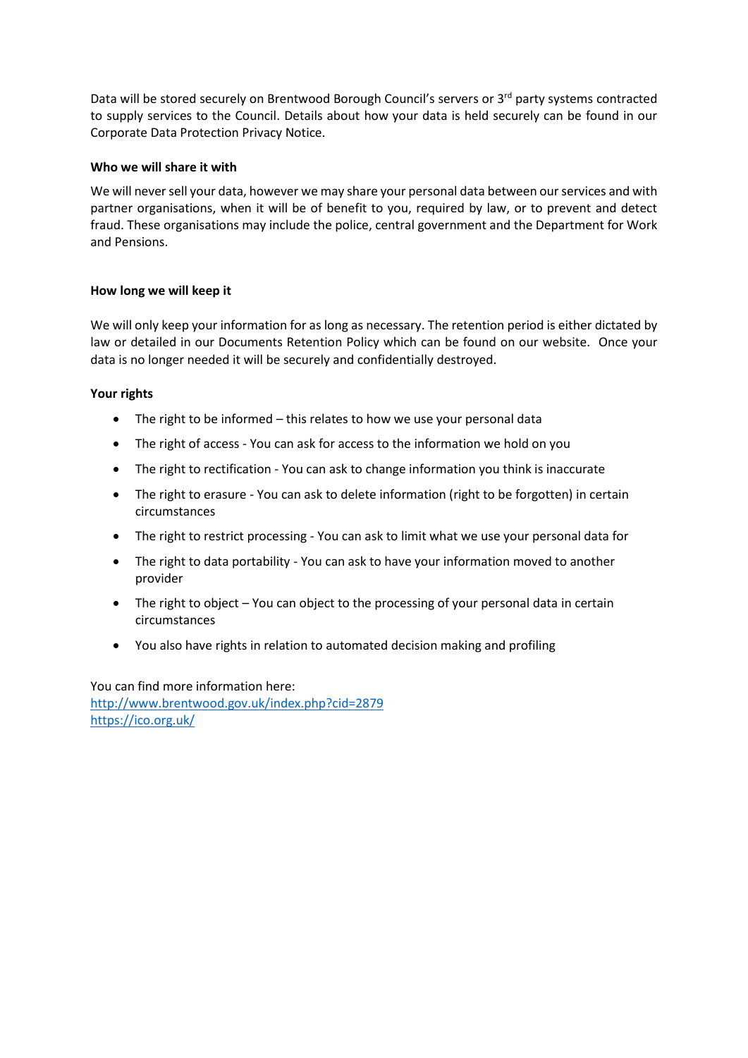Data will be stored securely on Brentwood Borough Council's servers or 3rd party systems contracted to supply services to the Council. Details about how your data is held securely can be found in our Corporate Data Protection Privacy Notice.

**Who we will share it with**

We will never sell your data, however we may share your personal data between our services and with partner organisations, when it will be of benefit to you, required by law, or to prevent and detect fraud. These organisations may include the police, central government and the Department for Work and Pensions.

**How long we will keep it**

We will only keep your information for as long as necessary. The retention period is either dictated by law or detailed in our Documents Retention Policy which can be found on our website. Once your data is no longer needed it will be securely and confidentially destroyed.

**Your rights**

- The right to be informed – this relates to how we use your personal data
- The right of access - You can ask for access to the information we hold on you
- The right to rectification - You can ask to change information you think is inaccurate
- The right to erasure - You can ask to delete information (right to be forgotten) in certain circumstances
- The right to restrict processing - You can ask to limit what we use your personal data for
- The right to data portability - You can ask to have your information moved to another provider
- The right to object – You can object to the processing of your personal data in certain circumstances
- You also have rights in relation to automated decision making and profiling

You can find more information here:
[http://www.brentwood.gov.uk/index.php?cid=2879](http://www.brentwood.gov.uk/index.php?cid=2879)
[https://ico.org.uk/](https://ico.org.uk/)